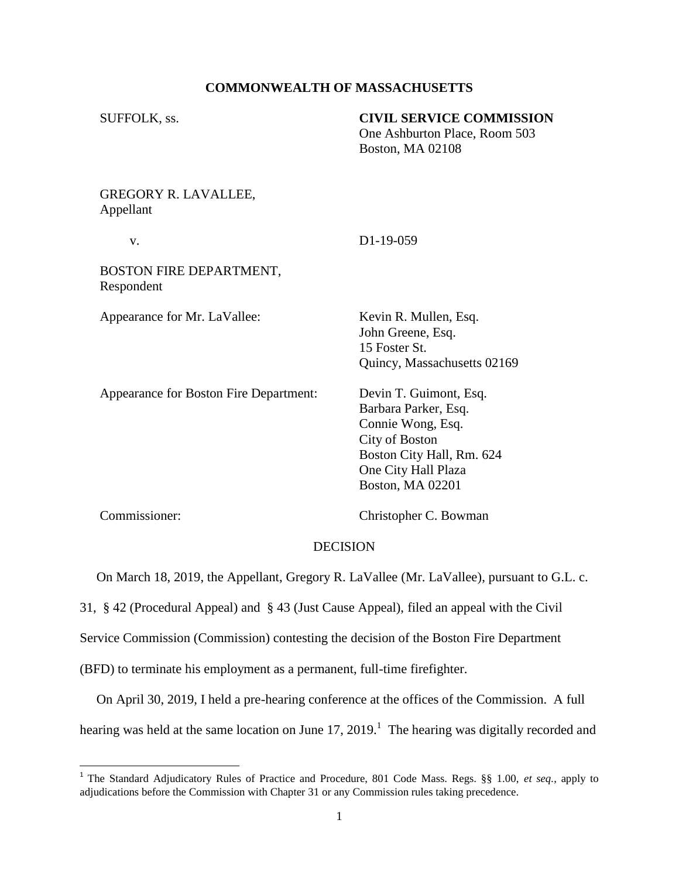**COMMONWEALTH OF MASSACHUSETTS**

SUFFOLK, ss.

**CIVIL SERVICE COMMISSION**
One Ashburton Place, Room 503
Boston, MA 02108

GREGORY R. LAVALLEE,
Appellant

v.

D1-19-059

BOSTON FIRE DEPARTMENT,
Respondent

Appearance for Mr. LaVallee: Kevin R. Mullen, Esq.
John Greene, Esq.
15 Foster St.
Quincy, Massachusetts 02169

Appearance for Boston Fire Department: Devin T. Guimont, Esq.
Barbara Parker, Esq.
Connie Wong, Esq.
City of Boston
Boston City Hall, Rm. 624
One City Hall Plaza
Boston, MA 02201

Commissioner: Christopher C. Bowman

DECISION

On March 18, 2019, the Appellant, Gregory R. LaVallee (Mr. LaVallee), pursuant to G.L. c. 31, § 42 (Procedural Appeal) and § 43 (Just Cause Appeal), filed an appeal with the Civil Service Commission (Commission) contesting the decision of the Boston Fire Department (BFD) to terminate his employment as a permanent, full-time firefighter.

On April 30, 2019, I held a pre-hearing conference at the offices of the Commission. A full hearing was held at the same location on June 17, 2019.[1] The hearing was digitally recorded and

[1] The Standard Adjudicatory Rules of Practice and Procedure, 801 Code Mass. Regs. §§ 1.00, *et seq.*, apply to adjudications before the Commission with Chapter 31 or any Commission rules taking precedence.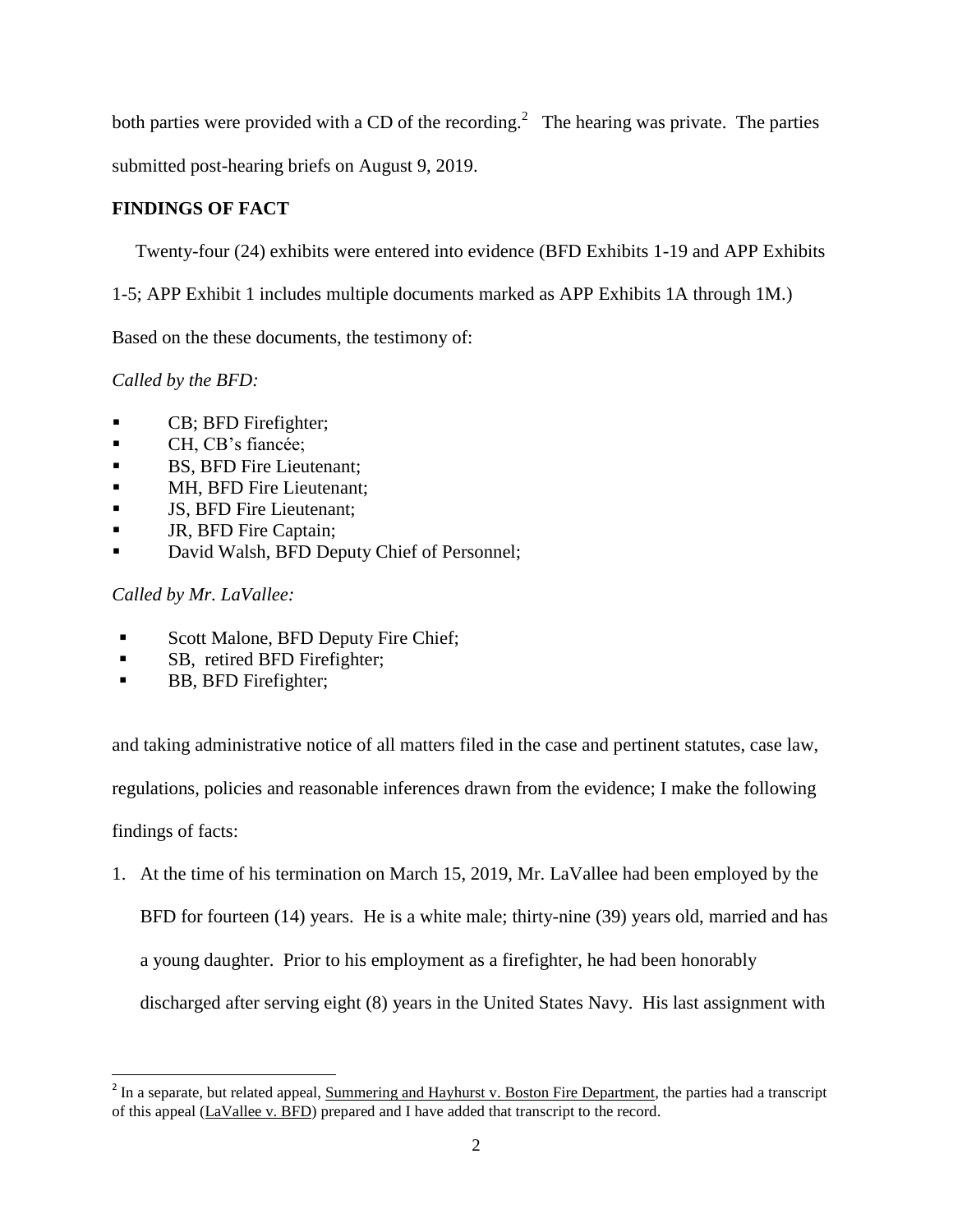both parties were provided with a CD of the recording.[2] The hearing was private. The parties submitted post-hearing briefs on August 9, 2019.

**FINDINGS OF FACT**

Twenty-four (24) exhibits were entered into evidence (BFD Exhibits 1-19 and APP Exhibits 1-5; APP Exhibit 1 includes multiple documents marked as APP Exhibits 1A through 1M.)

Based on the these documents, the testimony of:

*Called by the BFD:*

- CB; BFD Firefighter;
- CH, CB's fiancée;
- BS, BFD Fire Lieutenant;
- MH, BFD Fire Lieutenant;
- JS, BFD Fire Lieutenant;
- JR, BFD Fire Captain;
- David Walsh, BFD Deputy Chief of Personnel;

*Called by Mr. LaVallee:*

- Scott Malone, BFD Deputy Fire Chief;
- SB, retired BFD Firefighter;
- BB, BFD Firefighter;

and taking administrative notice of all matters filed in the case and pertinent statutes, case law, regulations, policies and reasonable inferences drawn from the evidence; I make the following findings of facts:

1. At the time of his termination on March 15, 2019, Mr. LaVallee had been employed by the BFD for fourteen (14) years. He is a white male; thirty-nine (39) years old, married and has a young daughter. Prior to his employment as a firefighter, he had been honorably discharged after serving eight (8) years in the United States Navy. His last assignment with

[2] In a separate, but related appeal, Summering and Hayhurst v. Boston Fire Department, the parties had a transcript of this appeal (LaVallee v. BFD) prepared and I have added that transcript to the record.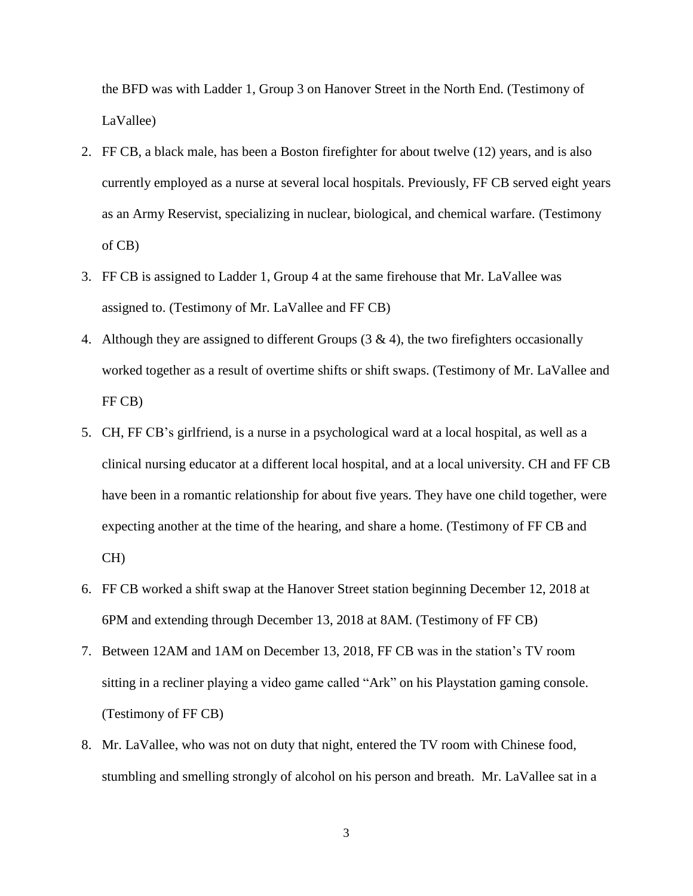the BFD was with Ladder 1, Group 3 on Hanover Street in the North End. (Testimony of LaVallee)

2. FF CB, a black male, has been a Boston firefighter for about twelve (12) years, and is also currently employed as a nurse at several local hospitals. Previously, FF CB served eight years as an Army Reservist, specializing in nuclear, biological, and chemical warfare. (Testimony of CB)

3. FF CB is assigned to Ladder 1, Group 4 at the same firehouse that Mr. LaVallee was assigned to. (Testimony of Mr. LaVallee and FF CB)

4. Although they are assigned to different Groups (3 & 4), the two firefighters occasionally worked together as a result of overtime shifts or shift swaps. (Testimony of Mr. LaVallee and FF CB)

5. CH, FF CB's girlfriend, is a nurse in a psychological ward at a local hospital, as well as a clinical nursing educator at a different local hospital, and at a local university. CH and FF CB have been in a romantic relationship for about five years. They have one child together, were expecting another at the time of the hearing, and share a home. (Testimony of FF CB and CH)

6. FF CB worked a shift swap at the Hanover Street station beginning December 12, 2018 at 6PM and extending through December 13, 2018 at 8AM. (Testimony of FF CB)

7. Between 12AM and 1AM on December 13, 2018, FF CB was in the station's TV room sitting in a recliner playing a video game called "Ark" on his Playstation gaming console. (Testimony of FF CB)

8. Mr. LaVallee, who was not on duty that night, entered the TV room with Chinese food, stumbling and smelling strongly of alcohol on his person and breath. Mr. LaVallee sat in a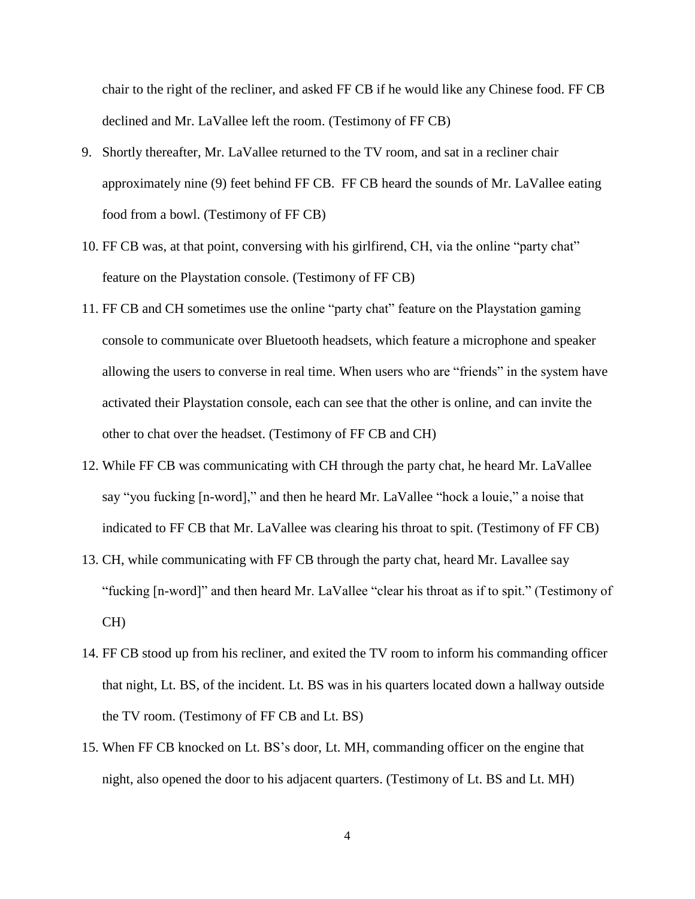chair to the right of the recliner, and asked FF CB if he would like any Chinese food. FF CB declined and Mr. LaVallee left the room. (Testimony of FF CB)

9. Shortly thereafter, Mr. LaVallee returned to the TV room, and sat in a recliner chair approximately nine (9) feet behind FF CB. FF CB heard the sounds of Mr. LaVallee eating food from a bowl. (Testimony of FF CB)
10. FF CB was, at that point, conversing with his girlfirend, CH, via the online "party chat" feature on the Playstation console. (Testimony of FF CB)
11. FF CB and CH sometimes use the online "party chat" feature on the Playstation gaming console to communicate over Bluetooth headsets, which feature a microphone and speaker allowing the users to converse in real time. When users who are "friends" in the system have activated their Playstation console, each can see that the other is online, and can invite the other to chat over the headset. (Testimony of FF CB and CH)
12. While FF CB was communicating with CH through the party chat, he heard Mr. LaVallee say "you fucking [n-word]," and then he heard Mr. LaVallee "hock a louie," a noise that indicated to FF CB that Mr. LaVallee was clearing his throat to spit. (Testimony of FF CB)
13. CH, while communicating with FF CB through the party chat, heard Mr. Lavallee say "fucking [n-word]" and then heard Mr. LaVallee "clear his throat as if to spit." (Testimony of CH)
14. FF CB stood up from his recliner, and exited the TV room to inform his commanding officer that night, Lt. BS, of the incident. Lt. BS was in his quarters located down a hallway outside the TV room. (Testimony of FF CB and Lt. BS)
15. When FF CB knocked on Lt. BS's door, Lt. MH, commanding officer on the engine that night, also opened the door to his adjacent quarters. (Testimony of Lt. BS and Lt. MH)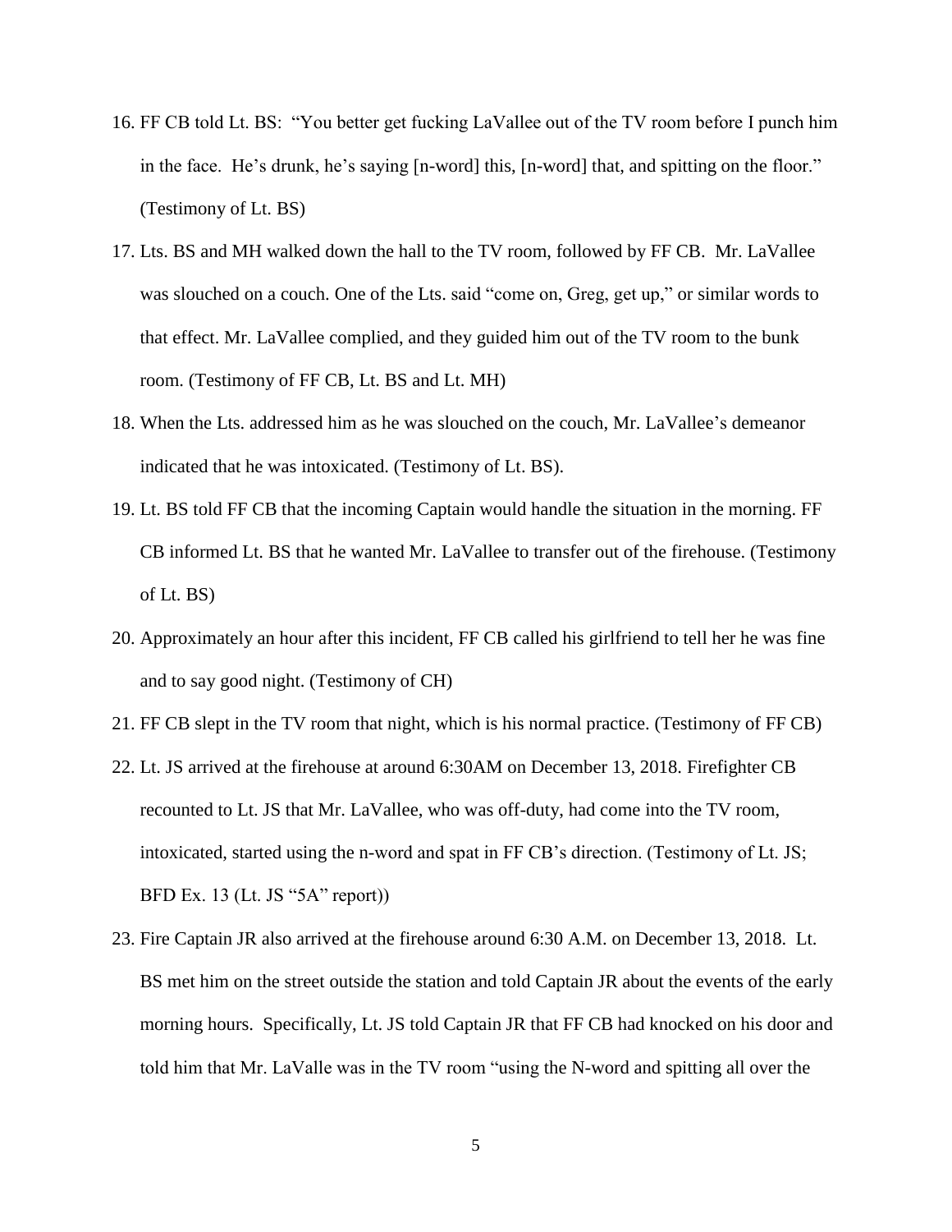16. FF CB told Lt. BS: "You better get fucking LaVallee out of the TV room before I punch him in the face. He's drunk, he's saying [n-word] this, [n-word] that, and spitting on the floor." (Testimony of Lt. BS)

17. Lts. BS and MH walked down the hall to the TV room, followed by FF CB. Mr. LaVallee was slouched on a couch. One of the Lts. said "come on, Greg, get up," or similar words to that effect. Mr. LaVallee complied, and they guided him out of the TV room to the bunk room. (Testimony of FF CB, Lt. BS and Lt. MH)

18. When the Lts. addressed him as he was slouched on the couch, Mr. LaVallee's demeanor indicated that he was intoxicated. (Testimony of Lt. BS).

19. Lt. BS told FF CB that the incoming Captain would handle the situation in the morning. FF CB informed Lt. BS that he wanted Mr. LaVallee to transfer out of the firehouse. (Testimony of Lt. BS)

20. Approximately an hour after this incident, FF CB called his girlfriend to tell her he was fine and to say good night. (Testimony of CH)

21. FF CB slept in the TV room that night, which is his normal practice. (Testimony of FF CB)

22. Lt. JS arrived at the firehouse at around 6:30AM on December 13, 2018. Firefighter CB recounted to Lt. JS that Mr. LaVallee, who was off-duty, had come into the TV room, intoxicated, started using the n-word and spat in FF CB's direction. (Testimony of Lt. JS; BFD Ex. 13 (Lt. JS "5A" report))

23. Fire Captain JR also arrived at the firehouse around 6:30 A.M. on December 13, 2018. Lt. BS met him on the street outside the station and told Captain JR about the events of the early morning hours. Specifically, Lt. JS told Captain JR that FF CB had knocked on his door and told him that Mr. LaValle was in the TV room "using the N-word and spitting all over the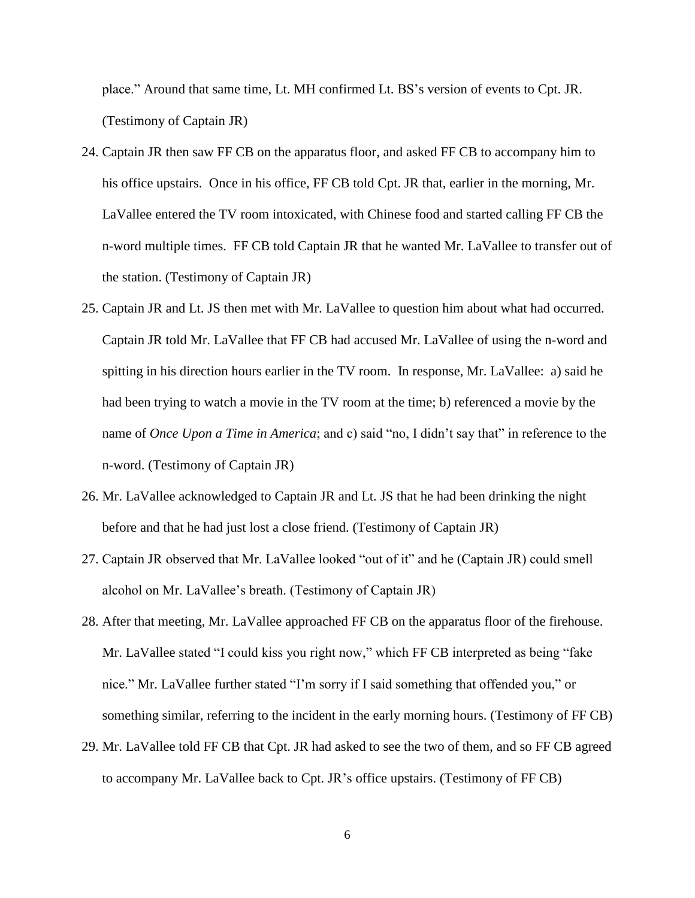place." Around that same time, Lt. MH confirmed Lt. BS's version of events to Cpt. JR. (Testimony of Captain JR)

24. Captain JR then saw FF CB on the apparatus floor, and asked FF CB to accompany him to his office upstairs. Once in his office, FF CB told Cpt. JR that, earlier in the morning, Mr. LaVallee entered the TV room intoxicated, with Chinese food and started calling FF CB the n-word multiple times. FF CB told Captain JR that he wanted Mr. LaVallee to transfer out of the station. (Testimony of Captain JR)
25. Captain JR and Lt. JS then met with Mr. LaVallee to question him about what had occurred. Captain JR told Mr. LaVallee that FF CB had accused Mr. LaVallee of using the n-word and spitting in his direction hours earlier in the TV room. In response, Mr. LaVallee: a) said he had been trying to watch a movie in the TV room at the time; b) referenced a movie by the name of *Once Upon a Time in America*; and c) said "no, I didn't say that" in reference to the n-word. (Testimony of Captain JR)
26. Mr. LaVallee acknowledged to Captain JR and Lt. JS that he had been drinking the night before and that he had just lost a close friend. (Testimony of Captain JR)
27. Captain JR observed that Mr. LaVallee looked "out of it" and he (Captain JR) could smell alcohol on Mr. LaVallee's breath. (Testimony of Captain JR)
28. After that meeting, Mr. LaVallee approached FF CB on the apparatus floor of the firehouse. Mr. LaVallee stated "I could kiss you right now," which FF CB interpreted as being "fake nice." Mr. LaVallee further stated "I'm sorry if I said something that offended you," or something similar, referring to the incident in the early morning hours. (Testimony of FF CB)
29. Mr. LaVallee told FF CB that Cpt. JR had asked to see the two of them, and so FF CB agreed to accompany Mr. LaVallee back to Cpt. JR's office upstairs. (Testimony of FF CB)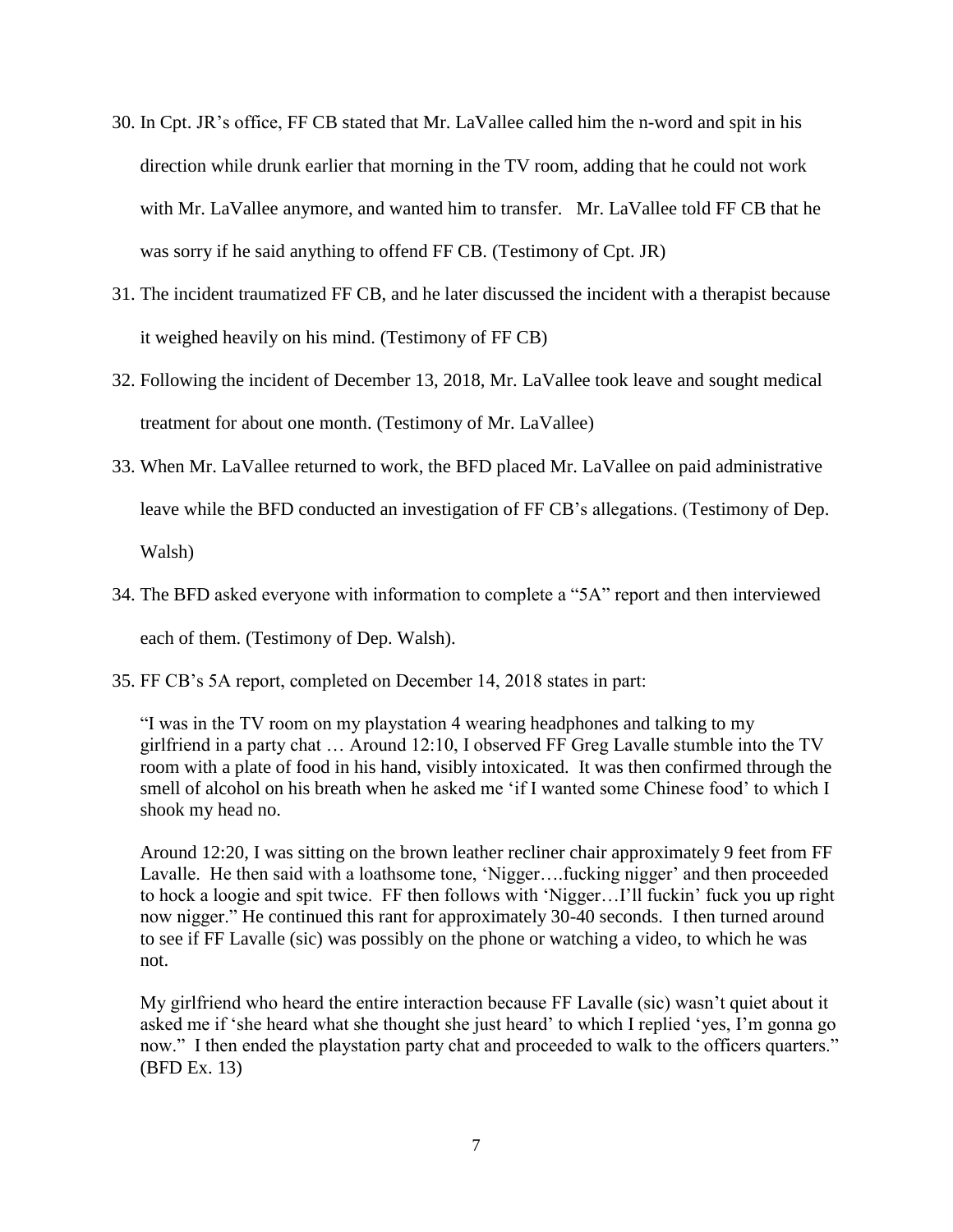30. In Cpt. JR's office, FF CB stated that Mr. LaVallee called him the n-word and spit in his direction while drunk earlier that morning in the TV room, adding that he could not work with Mr. LaVallee anymore, and wanted him to transfer. Mr. LaVallee told FF CB that he was sorry if he said anything to offend FF CB. (Testimony of Cpt. JR)

31. The incident traumatized FF CB, and he later discussed the incident with a therapist because it weighed heavily on his mind. (Testimony of FF CB)

32. Following the incident of December 13, 2018, Mr. LaVallee took leave and sought medical treatment for about one month. (Testimony of Mr. LaVallee)

33. When Mr. LaVallee returned to work, the BFD placed Mr. LaVallee on paid administrative leave while the BFD conducted an investigation of FF CB's allegations. (Testimony of Dep. Walsh)

34. The BFD asked everyone with information to complete a "5A" report and then interviewed each of them. (Testimony of Dep. Walsh).

35. FF CB's 5A report, completed on December 14, 2018 states in part:

> "I was in the TV room on my playstation 4 wearing headphones and talking to my girlfriend in a party chat … Around 12:10, I observed FF Greg Lavalle stumble into the TV room with a plate of food in his hand, visibly intoxicated. It was then confirmed through the smell of alcohol on his breath when he asked me 'if I wanted some Chinese food' to which I shook my head no.
>
> Around 12:20, I was sitting on the brown leather recliner chair approximately 9 feet from FF Lavalle. He then said with a loathsome tone, 'Nigger….fucking nigger' and then proceeded to hock a loogie and spit twice. FF then follows with 'Nigger…I'll fuckin' fuck you up right now nigger." He continued this rant for approximately 30-40 seconds. I then turned around to see if FF Lavalle (sic) was possibly on the phone or watching a video, to which he was not.
>
> My girlfriend who heard the entire interaction because FF Lavalle (sic) wasn't quiet about it asked me if 'she heard what she thought she just heard' to which I replied 'yes, I'm gonna go now." I then ended the playstation party chat and proceeded to walk to the officers quarters." (BFD Ex. 13)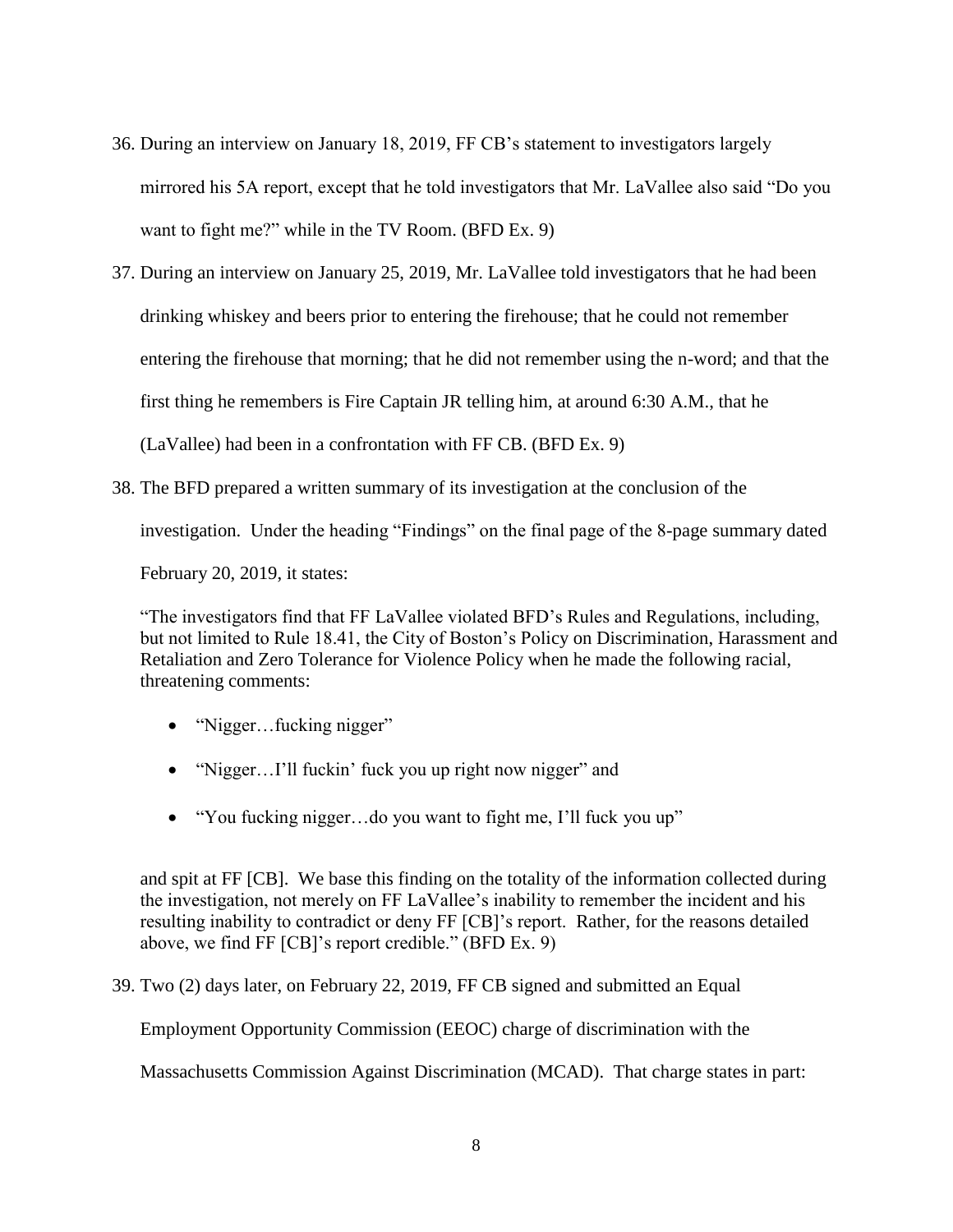36. During an interview on January 18, 2019, FF CB's statement to investigators largely mirrored his 5A report, except that he told investigators that Mr. LaVallee also said "Do you want to fight me?" while in the TV Room. (BFD Ex. 9)

37. During an interview on January 25, 2019, Mr. LaVallee told investigators that he had been drinking whiskey and beers prior to entering the firehouse; that he could not remember entering the firehouse that morning; that he did not remember using the n-word; and that the first thing he remembers is Fire Captain JR telling him, at around 6:30 A.M., that he (LaVallee) had been in a confrontation with FF CB. (BFD Ex. 9)

38. The BFD prepared a written summary of its investigation at the conclusion of the investigation. Under the heading "Findings" on the final page of the 8-page summary dated February 20, 2019, it states:

"The investigators find that FF LaVallee violated BFD's Rules and Regulations, including, but not limited to Rule 18.41, the City of Boston's Policy on Discrimination, Harassment and Retaliation and Zero Tolerance for Violence Policy when he made the following racial, threatening comments:

- "Nigger…fucking nigger"
- "Nigger…I'll fuckin' fuck you up right now nigger" and
- "You fucking nigger…do you want to fight me, I'll fuck you up"

and spit at FF [CB]. We base this finding on the totality of the information collected during the investigation, not merely on FF LaVallee's inability to remember the incident and his resulting inability to contradict or deny FF [CB]'s report. Rather, for the reasons detailed above, we find FF [CB]'s report credible." (BFD Ex. 9)

39. Two (2) days later, on February 22, 2019, FF CB signed and submitted an Equal Employment Opportunity Commission (EEOC) charge of discrimination with the Massachusetts Commission Against Discrimination (MCAD). That charge states in part: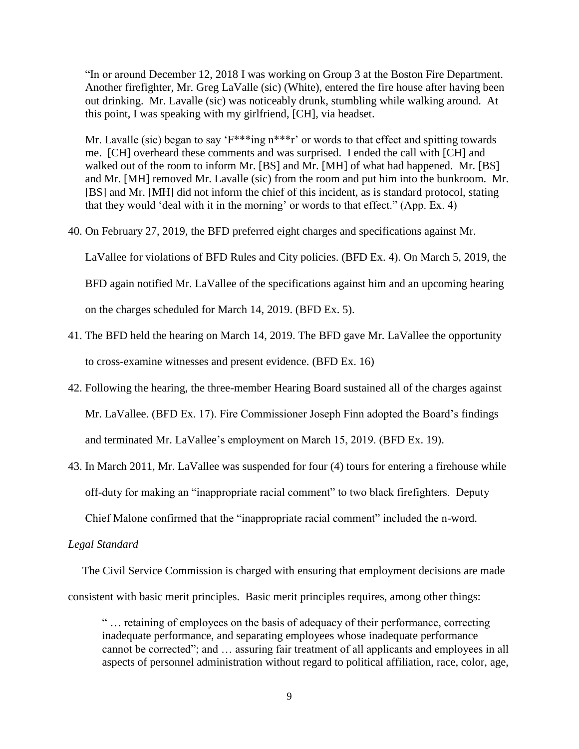> "In or around December 12, 2018 I was working on Group 3 at the Boston Fire Department. Another firefighter, Mr. Greg LaValle (sic) (White), entered the fire house after having been out drinking. Mr. Lavalle (sic) was noticeably drunk, stumbling while walking around. At this point, I was speaking with my girlfriend, [CH], via headset.
>
> Mr. Lavalle (sic) began to say 'F***ing n***r' or words to that effect and spitting towards me. [CH] overheard these comments and was surprised. I ended the call with [CH] and walked out of the room to inform Mr. [BS] and Mr. [MH] of what had happened. Mr. [BS] and Mr. [MH] removed Mr. Lavalle (sic) from the room and put him into the bunkroom. Mr. [BS] and Mr. [MH] did not inform the chief of this incident, as is standard protocol, stating that they would 'deal with it in the morning' or words to that effect." (App. Ex. 4)

40. On February 27, 2019, the BFD preferred eight charges and specifications against Mr. LaVallee for violations of BFD Rules and City policies. (BFD Ex. 4). On March 5, 2019, the BFD again notified Mr. LaVallee of the specifications against him and an upcoming hearing on the charges scheduled for March 14, 2019. (BFD Ex. 5).

41. The BFD held the hearing on March 14, 2019. The BFD gave Mr. LaVallee the opportunity to cross-examine witnesses and present evidence. (BFD Ex. 16)

42. Following the hearing, the three-member Hearing Board sustained all of the charges against Mr. LaVallee. (BFD Ex. 17). Fire Commissioner Joseph Finn adopted the Board's findings and terminated Mr. LaVallee's employment on March 15, 2019. (BFD Ex. 19).

43. In March 2011, Mr. LaVallee was suspended for four (4) tours for entering a firehouse while off-duty for making an "inappropriate racial comment" to two black firefighters. Deputy Chief Malone confirmed that the "inappropriate racial comment" included the n-word.

*Legal Standard*

The Civil Service Commission is charged with ensuring that employment decisions are made consistent with basic merit principles. Basic merit principles requires, among other things:

> " … retaining of employees on the basis of adequacy of their performance, correcting inadequate performance, and separating employees whose inadequate performance cannot be corrected"; and … assuring fair treatment of all applicants and employees in all aspects of personnel administration without regard to political affiliation, race, color, age,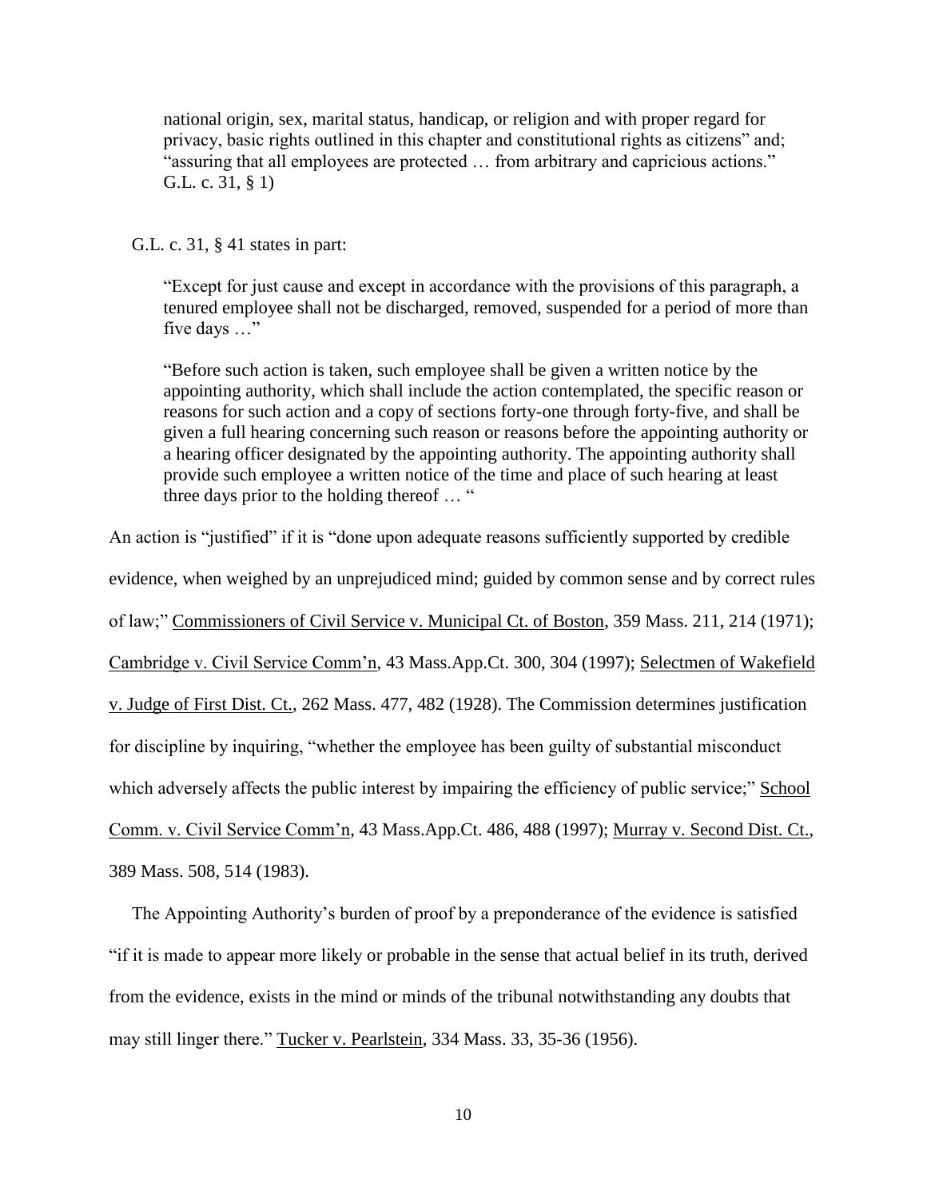> national origin, sex, marital status, handicap, or religion and with proper regard for privacy, basic rights outlined in this chapter and constitutional rights as citizens" and; "assuring that all employees are protected … from arbitrary and capricious actions." G.L. c. 31, § 1)

G.L. c. 31, § 41 states in part:

> "Except for just cause and except in accordance with the provisions of this paragraph, a tenured employee shall not be discharged, removed, suspended for a period of more than five days …"
>
> "Before such action is taken, such employee shall be given a written notice by the appointing authority, which shall include the action contemplated, the specific reason or reasons for such action and a copy of sections forty-one through forty-five, and shall be given a full hearing concerning such reason or reasons before the appointing authority or a hearing officer designated by the appointing authority. The appointing authority shall provide such employee a written notice of the time and place of such hearing at least three days prior to the holding thereof … "

An action is "justified" if it is "done upon adequate reasons sufficiently supported by credible evidence, when weighed by an unprejudiced mind; guided by common sense and by correct rules of law;" Commissioners of Civil Service v. Municipal Ct. of Boston, 359 Mass. 211, 214 (1971); Cambridge v. Civil Service Comm'n, 43 Mass.App.Ct. 300, 304 (1997); Selectmen of Wakefield v. Judge of First Dist. Ct., 262 Mass. 477, 482 (1928). The Commission determines justification for discipline by inquiring, "whether the employee has been guilty of substantial misconduct which adversely affects the public interest by impairing the efficiency of public service;" School Comm. v. Civil Service Comm'n, 43 Mass.App.Ct. 486, 488 (1997); Murray v. Second Dist. Ct., 389 Mass. 508, 514 (1983).

The Appointing Authority's burden of proof by a preponderance of the evidence is satisfied "if it is made to appear more likely or probable in the sense that actual belief in its truth, derived from the evidence, exists in the mind or minds of the tribunal notwithstanding any doubts that may still linger there." Tucker v. Pearlstein, 334 Mass. 33, 35-36 (1956).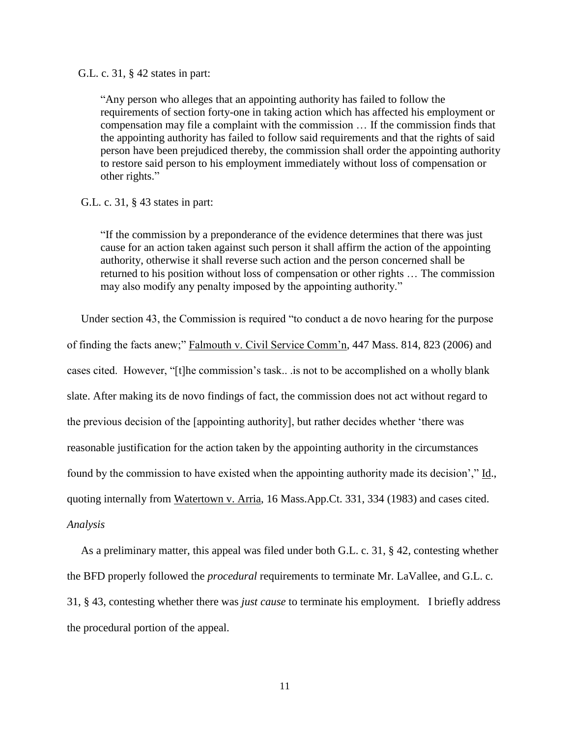G.L. c. 31, § 42 states in part:

> "Any person who alleges that an appointing authority has failed to follow the requirements of section forty-one in taking action which has affected his employment or compensation may file a complaint with the commission … If the commission finds that the appointing authority has failed to follow said requirements and that the rights of said person have been prejudiced thereby, the commission shall order the appointing authority to restore said person to his employment immediately without loss of compensation or other rights."

G.L. c. 31, § 43 states in part:

> "If the commission by a preponderance of the evidence determines that there was just cause for an action taken against such person it shall affirm the action of the appointing authority, otherwise it shall reverse such action and the person concerned shall be returned to his position without loss of compensation or other rights … The commission may also modify any penalty imposed by the appointing authority."

Under section 43, the Commission is required "to conduct a de novo hearing for the purpose of finding the facts anew;" Falmouth v. Civil Service Comm'n, 447 Mass. 814, 823 (2006) and cases cited. However, "[t]he commission's task.. .is not to be accomplished on a wholly blank slate. After making its de novo findings of fact, the commission does not act without regard to the previous decision of the [appointing authority], but rather decides whether 'there was reasonable justification for the action taken by the appointing authority in the circumstances found by the commission to have existed when the appointing authority made its decision'," Id., quoting internally from Watertown v. Arria, 16 Mass.App.Ct. 331, 334 (1983) and cases cited.

*Analysis*

As a preliminary matter, this appeal was filed under both G.L. c. 31, § 42, contesting whether the BFD properly followed the *procedural* requirements to terminate Mr. LaVallee, and G.L. c. 31, § 43, contesting whether there was *just cause* to terminate his employment. I briefly address the procedural portion of the appeal.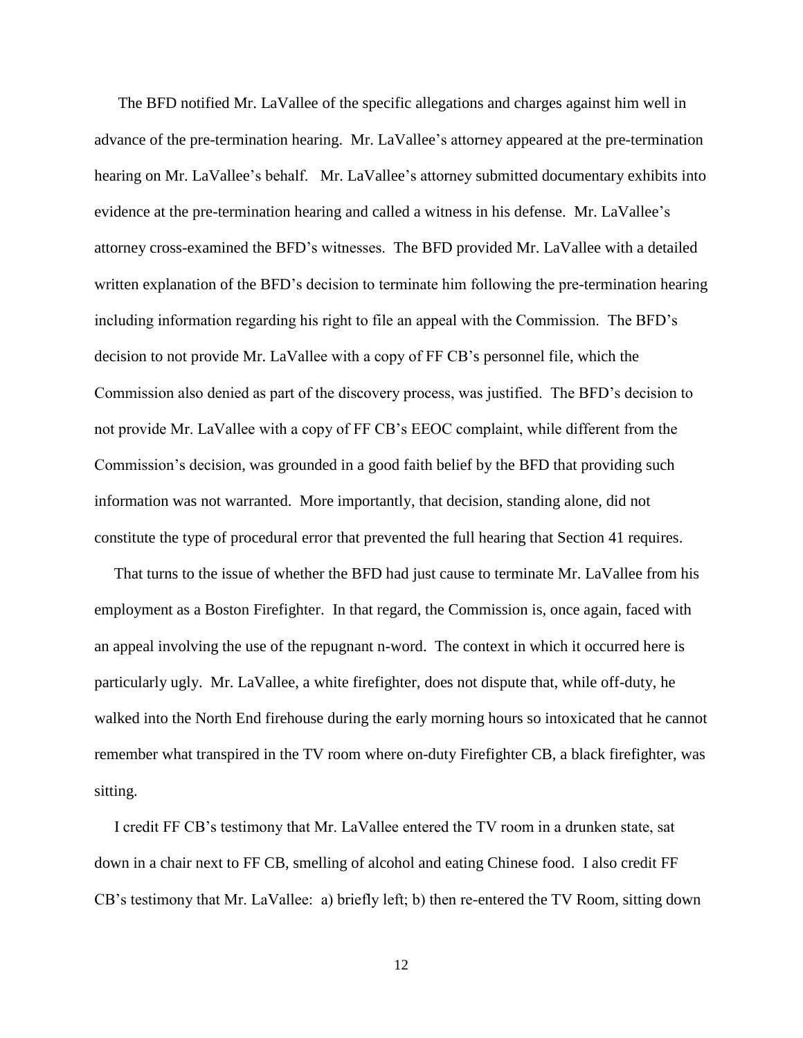The BFD notified Mr. LaVallee of the specific allegations and charges against him well in advance of the pre-termination hearing. Mr. LaVallee's attorney appeared at the pre-termination hearing on Mr. LaVallee's behalf. Mr. LaVallee's attorney submitted documentary exhibits into evidence at the pre-termination hearing and called a witness in his defense. Mr. LaVallee's attorney cross-examined the BFD's witnesses. The BFD provided Mr. LaVallee with a detailed written explanation of the BFD's decision to terminate him following the pre-termination hearing including information regarding his right to file an appeal with the Commission. The BFD's decision to not provide Mr. LaVallee with a copy of FF CB's personnel file, which the Commission also denied as part of the discovery process, was justified. The BFD's decision to not provide Mr. LaVallee with a copy of FF CB's EEOC complaint, while different from the Commission's decision, was grounded in a good faith belief by the BFD that providing such information was not warranted. More importantly, that decision, standing alone, did not constitute the type of procedural error that prevented the full hearing that Section 41 requires.

That turns to the issue of whether the BFD had just cause to terminate Mr. LaVallee from his employment as a Boston Firefighter. In that regard, the Commission is, once again, faced with an appeal involving the use of the repugnant n-word. The context in which it occurred here is particularly ugly. Mr. LaVallee, a white firefighter, does not dispute that, while off-duty, he walked into the North End firehouse during the early morning hours so intoxicated that he cannot remember what transpired in the TV room where on-duty Firefighter CB, a black firefighter, was sitting.

I credit FF CB's testimony that Mr. LaVallee entered the TV room in a drunken state, sat down in a chair next to FF CB, smelling of alcohol and eating Chinese food. I also credit FF CB's testimony that Mr. LaVallee: a) briefly left; b) then re-entered the TV Room, sitting down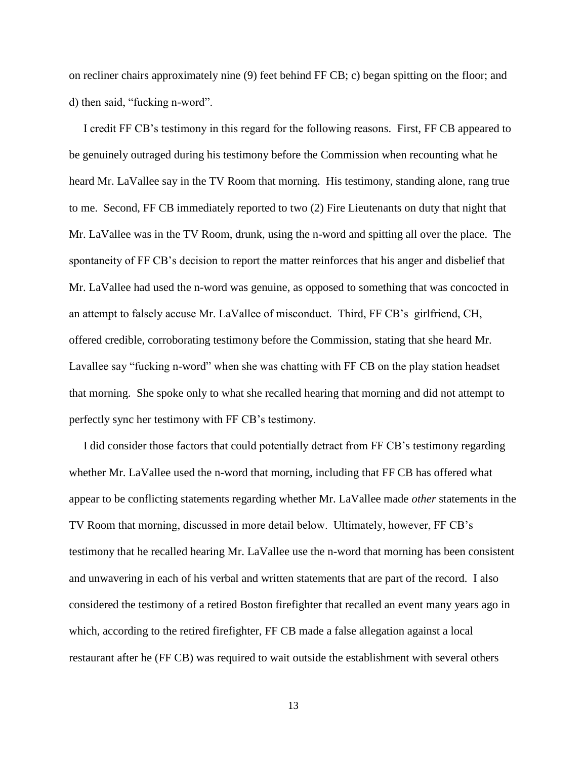on recliner chairs approximately nine (9) feet behind FF CB; c) began spitting on the floor; and d) then said, "fucking n-word".

I credit FF CB's testimony in this regard for the following reasons. First, FF CB appeared to be genuinely outraged during his testimony before the Commission when recounting what he heard Mr. LaVallee say in the TV Room that morning. His testimony, standing alone, rang true to me. Second, FF CB immediately reported to two (2) Fire Lieutenants on duty that night that Mr. LaVallee was in the TV Room, drunk, using the n-word and spitting all over the place. The spontaneity of FF CB's decision to report the matter reinforces that his anger and disbelief that Mr. LaVallee had used the n-word was genuine, as opposed to something that was concocted in an attempt to falsely accuse Mr. LaVallee of misconduct. Third, FF CB's girlfriend, CH, offered credible, corroborating testimony before the Commission, stating that she heard Mr. Lavallee say "fucking n-word" when she was chatting with FF CB on the play station headset that morning. She spoke only to what she recalled hearing that morning and did not attempt to perfectly sync her testimony with FF CB's testimony.

I did consider those factors that could potentially detract from FF CB's testimony regarding whether Mr. LaVallee used the n-word that morning, including that FF CB has offered what appear to be conflicting statements regarding whether Mr. LaVallee made *other* statements in the TV Room that morning, discussed in more detail below. Ultimately, however, FF CB's testimony that he recalled hearing Mr. LaVallee use the n-word that morning has been consistent and unwavering in each of his verbal and written statements that are part of the record. I also considered the testimony of a retired Boston firefighter that recalled an event many years ago in which, according to the retired firefighter, FF CB made a false allegation against a local restaurant after he (FF CB) was required to wait outside the establishment with several others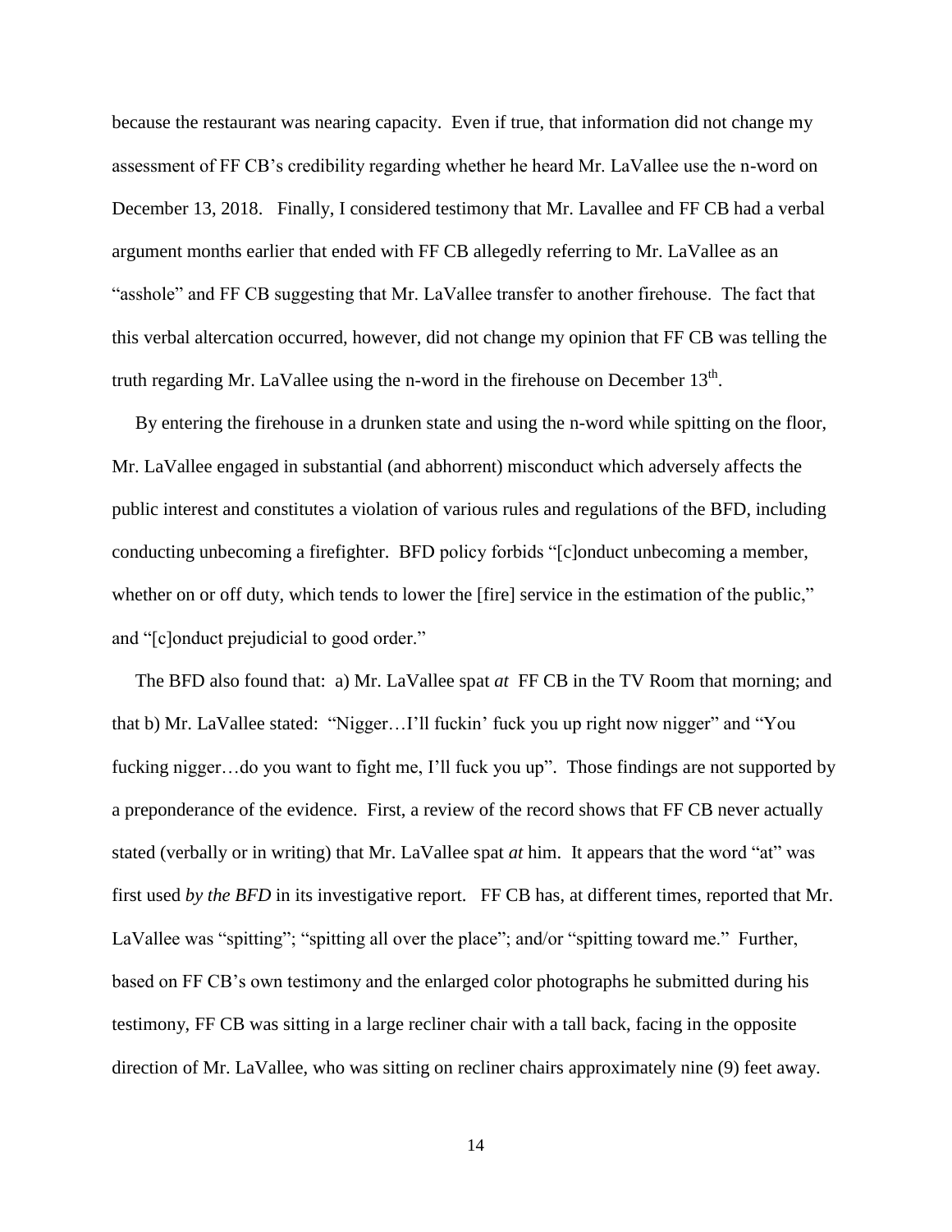because the restaurant was nearing capacity. Even if true, that information did not change my assessment of FF CB's credibility regarding whether he heard Mr. LaVallee use the n-word on December 13, 2018. Finally, I considered testimony that Mr. Lavallee and FF CB had a verbal argument months earlier that ended with FF CB allegedly referring to Mr. LaVallee as an "asshole" and FF CB suggesting that Mr. LaVallee transfer to another firehouse. The fact that this verbal altercation occurred, however, did not change my opinion that FF CB was telling the truth regarding Mr. LaVallee using the n-word in the firehouse on December 13th.

By entering the firehouse in a drunken state and using the n-word while spitting on the floor, Mr. LaVallee engaged in substantial (and abhorrent) misconduct which adversely affects the public interest and constitutes a violation of various rules and regulations of the BFD, including conducting unbecoming a firefighter. BFD policy forbids "[c]onduct unbecoming a member, whether on or off duty, which tends to lower the [fire] service in the estimation of the public," and "[c]onduct prejudicial to good order."

The BFD also found that: a) Mr. LaVallee spat *at* FF CB in the TV Room that morning; and that b) Mr. LaVallee stated: "Nigger…I'll fuckin' fuck you up right now nigger" and "You fucking nigger…do you want to fight me, I'll fuck you up". Those findings are not supported by a preponderance of the evidence. First, a review of the record shows that FF CB never actually stated (verbally or in writing) that Mr. LaVallee spat *at* him. It appears that the word "at" was first used *by the BFD* in its investigative report. FF CB has, at different times, reported that Mr. LaVallee was "spitting"; "spitting all over the place"; and/or "spitting toward me." Further, based on FF CB's own testimony and the enlarged color photographs he submitted during his testimony, FF CB was sitting in a large recliner chair with a tall back, facing in the opposite direction of Mr. LaVallee, who was sitting on recliner chairs approximately nine (9) feet away.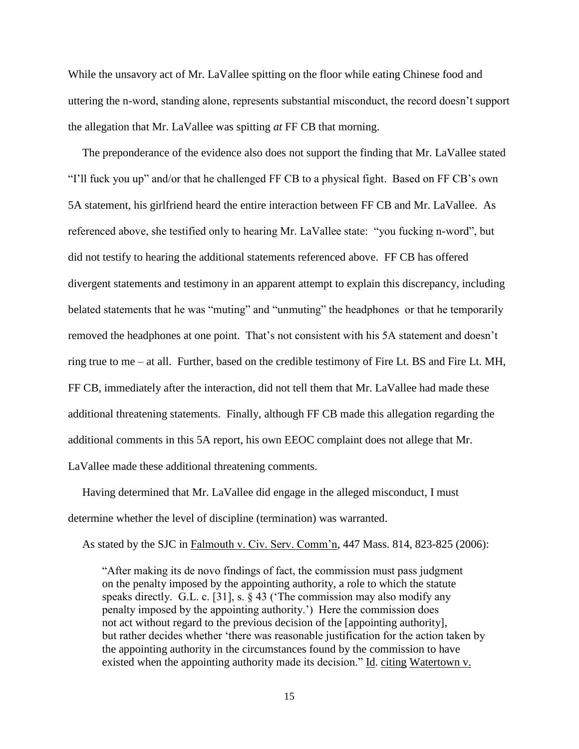While the unsavory act of Mr. LaVallee spitting on the floor while eating Chinese food and uttering the n-word, standing alone, represents substantial misconduct, the record doesn't support the allegation that Mr. LaVallee was spitting *at* FF CB that morning.

The preponderance of the evidence also does not support the finding that Mr. LaVallee stated "I'll fuck you up" and/or that he challenged FF CB to a physical fight. Based on FF CB's own 5A statement, his girlfriend heard the entire interaction between FF CB and Mr. LaVallee. As referenced above, she testified only to hearing Mr. LaVallee state: "you fucking n-word", but did not testify to hearing the additional statements referenced above. FF CB has offered divergent statements and testimony in an apparent attempt to explain this discrepancy, including belated statements that he was "muting" and "unmuting" the headphones or that he temporarily removed the headphones at one point. That's not consistent with his 5A statement and doesn't ring true to me – at all. Further, based on the credible testimony of Fire Lt. BS and Fire Lt. MH, FF CB, immediately after the interaction, did not tell them that Mr. LaVallee had made these additional threatening statements. Finally, although FF CB made this allegation regarding the additional comments in this 5A report, his own EEOC complaint does not allege that Mr. LaVallee made these additional threatening comments.

Having determined that Mr. LaVallee did engage in the alleged misconduct, I must determine whether the level of discipline (termination) was warranted.

As stated by the SJC in Falmouth v. Civ. Serv. Comm'n, 447 Mass. 814, 823-825 (2006):

> "After making its de novo findings of fact, the commission must pass judgment on the penalty imposed by the appointing authority, a role to which the statute speaks directly. G.L. c. [31], s. § 43 ('The commission may also modify any penalty imposed by the appointing authority.') Here the commission does not act without regard to the previous decision of the [appointing authority], but rather decides whether 'there was reasonable justification for the action taken by the appointing authority in the circumstances found by the commission to have existed when the appointing authority made its decision." Id. citing Watertown v.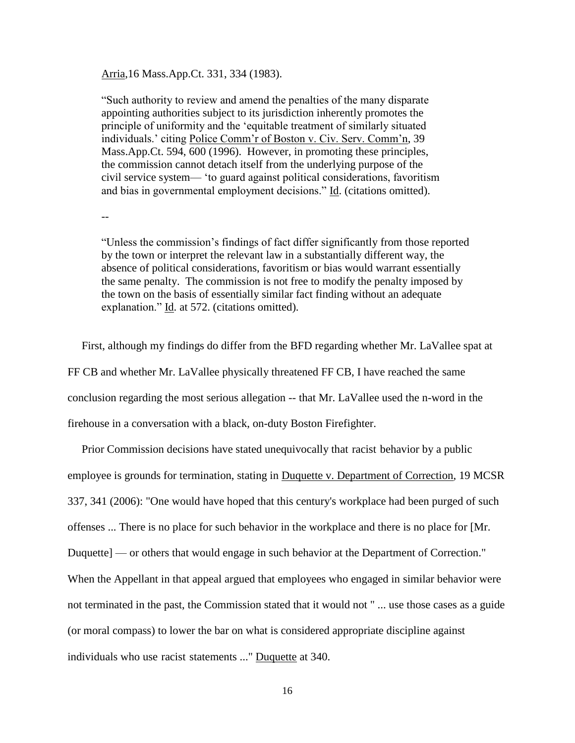Arria,16 Mass.App.Ct. 331, 334 (1983).

> "Such authority to review and amend the penalties of the many disparate appointing authorities subject to its jurisdiction inherently promotes the principle of uniformity and the 'equitable treatment of similarly situated individuals.' citing Police Comm'r of Boston v. Civ. Serv. Comm'n, 39 Mass.App.Ct. 594, 600 (1996). However, in promoting these principles, the commission cannot detach itself from the underlying purpose of the civil service system— 'to guard against political considerations, favoritism and bias in governmental employment decisions." Id. (citations omitted).
>
> --
>
> "Unless the commission's findings of fact differ significantly from those reported by the town or interpret the relevant law in a substantially different way, the absence of political considerations, favoritism or bias would warrant essentially the same penalty. The commission is not free to modify the penalty imposed by the town on the basis of essentially similar fact finding without an adequate explanation." Id. at 572. (citations omitted).

First, although my findings do differ from the BFD regarding whether Mr. LaVallee spat at FF CB and whether Mr. LaVallee physically threatened FF CB, I have reached the same conclusion regarding the most serious allegation -- that Mr. LaVallee used the n-word in the firehouse in a conversation with a black, on-duty Boston Firefighter.

Prior Commission decisions have stated unequivocally that racist behavior by a public employee is grounds for termination, stating in Duquette v. Department of Correction, 19 MCSR 337, 341 (2006): "One would have hoped that this century's workplace had been purged of such offenses ... There is no place for such behavior in the workplace and there is no place for [Mr. Duquette] — or others that would engage in such behavior at the Department of Correction." When the Appellant in that appeal argued that employees who engaged in similar behavior were not terminated in the past, the Commission stated that it would not " ... use those cases as a guide (or moral compass) to lower the bar on what is considered appropriate discipline against individuals who use racist statements ..." Duquette at 340.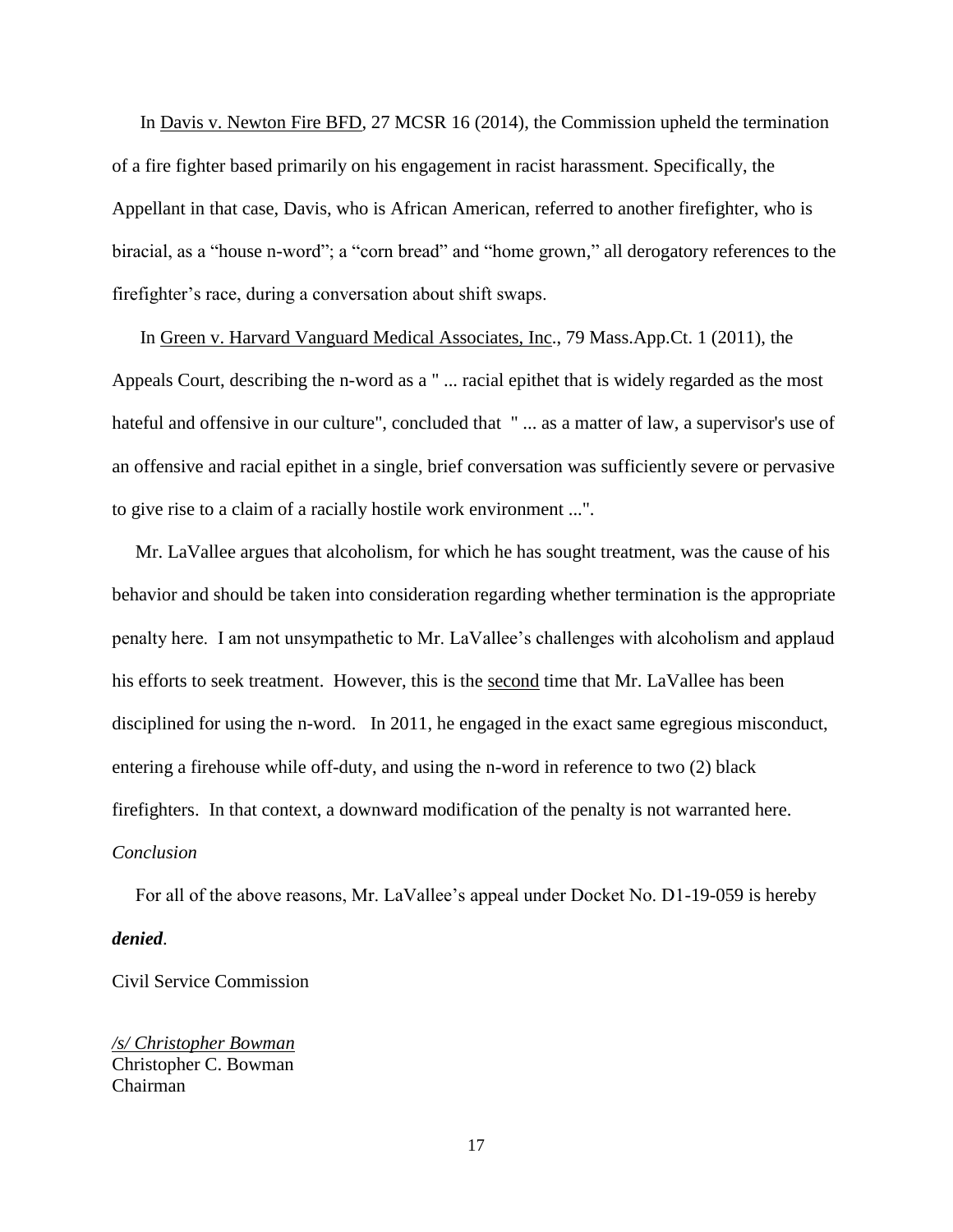In Davis v. Newton Fire BFD, 27 MCSR 16 (2014), the Commission upheld the termination of a fire fighter based primarily on his engagement in racist harassment. Specifically, the Appellant in that case, Davis, who is African American, referred to another firefighter, who is biracial, as a "house n-word"; a "corn bread" and "home grown," all derogatory references to the firefighter's race, during a conversation about shift swaps.

In Green v. Harvard Vanguard Medical Associates, Inc., 79 Mass.App.Ct. 1 (2011), the Appeals Court, describing the n-word as a " ... racial epithet that is widely regarded as the most hateful and offensive in our culture", concluded that " ... as a matter of law, a supervisor's use of an offensive and racial epithet in a single, brief conversation was sufficiently severe or pervasive to give rise to a claim of a racially hostile work environment ...".

Mr. LaVallee argues that alcoholism, for which he has sought treatment, was the cause of his behavior and should be taken into consideration regarding whether termination is the appropriate penalty here. I am not unsympathetic to Mr. LaVallee's challenges with alcoholism and applaud his efforts to seek treatment. However, this is the second time that Mr. LaVallee has been disciplined for using the n-word. In 2011, he engaged in the exact same egregious misconduct, entering a firehouse while off-duty, and using the n-word in reference to two (2) black firefighters. In that context, a downward modification of the penalty is not warranted here.

*Conclusion*

For all of the above reasons, Mr. LaVallee's appeal under Docket No. D1-19-059 is hereby ***denied***.

Civil Service Commission

*/s/ Christopher Bowman*
Christopher C. Bowman
Chairman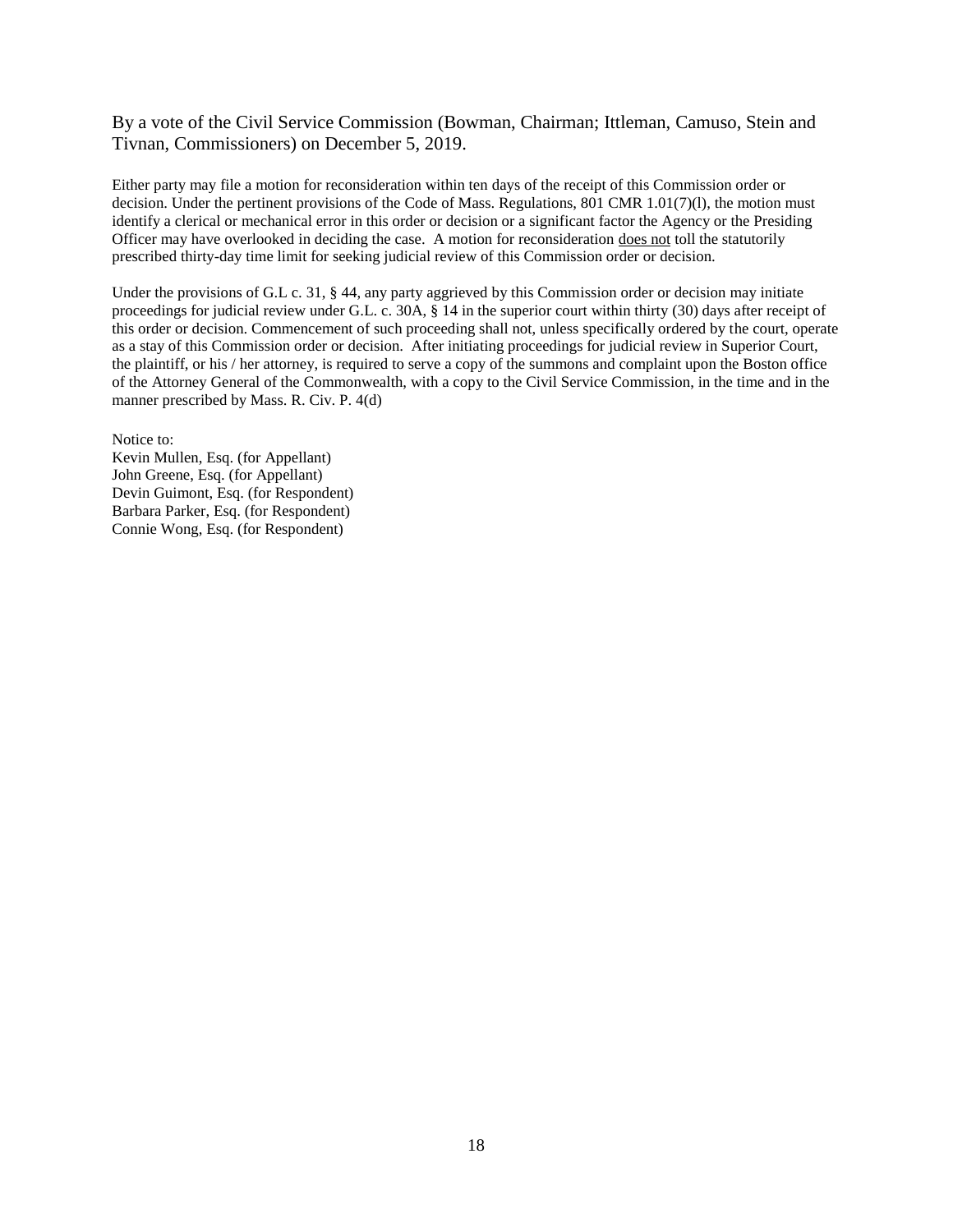By a vote of the Civil Service Commission (Bowman, Chairman; Ittleman, Camuso, Stein and Tivnan, Commissioners) on December 5, 2019.

Either party may file a motion for reconsideration within ten days of the receipt of this Commission order or decision. Under the pertinent provisions of the Code of Mass. Regulations, 801 CMR 1.01(7)(l), the motion must identify a clerical or mechanical error in this order or decision or a significant factor the Agency or the Presiding Officer may have overlooked in deciding the case. A motion for reconsideration does not toll the statutorily prescribed thirty-day time limit for seeking judicial review of this Commission order or decision.

Under the provisions of G.L c. 31, § 44, any party aggrieved by this Commission order or decision may initiate proceedings for judicial review under G.L. c. 30A, § 14 in the superior court within thirty (30) days after receipt of this order or decision. Commencement of such proceeding shall not, unless specifically ordered by the court, operate as a stay of this Commission order or decision. After initiating proceedings for judicial review in Superior Court, the plaintiff, or his / her attorney, is required to serve a copy of the summons and complaint upon the Boston office of the Attorney General of the Commonwealth, with a copy to the Civil Service Commission, in the time and in the manner prescribed by Mass. R. Civ. P. 4(d)

Notice to:
Kevin Mullen, Esq. (for Appellant)
John Greene, Esq. (for Appellant)
Devin Guimont, Esq. (for Respondent)
Barbara Parker, Esq. (for Respondent)
Connie Wong, Esq. (for Respondent)